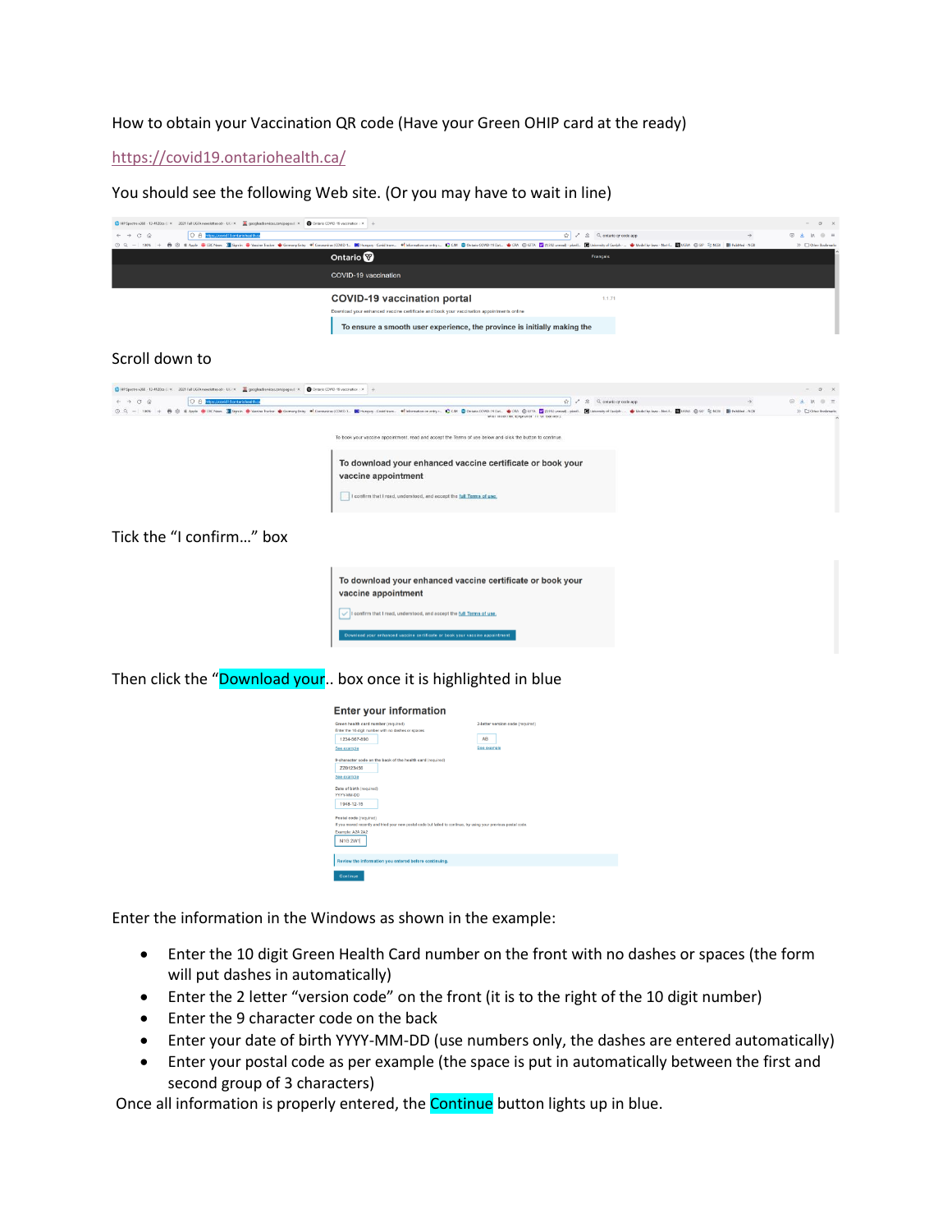How to obtain your Vaccination QR code (Have your Green OHIP card at the ready)

https://covid19.ontariohealth.ca/

You should see the following Web site. (Or you may have to wait in line)

Scroll down to

Tick the "I confirm…" box

Then click the "Download your.. box once it is highlighted in blue

Enter the information in the Windows as shown in the example:

- Enter the 10 digit Green Health Card number on the front with no dashes or spaces (the form will put dashes in automatically)
- Enter the 2 letter "version code" on the front (it is to the right of the 10 digit number)
- Enter the 9 character code on the back
- Enter your date of birth YYYY-MM-DD (use numbers only, the dashes are entered automatically)
- Enter your postal code as per example (the space is put in automatically between the first and second group of 3 characters)

Once all information is properly entered, the Continue button lights up in blue.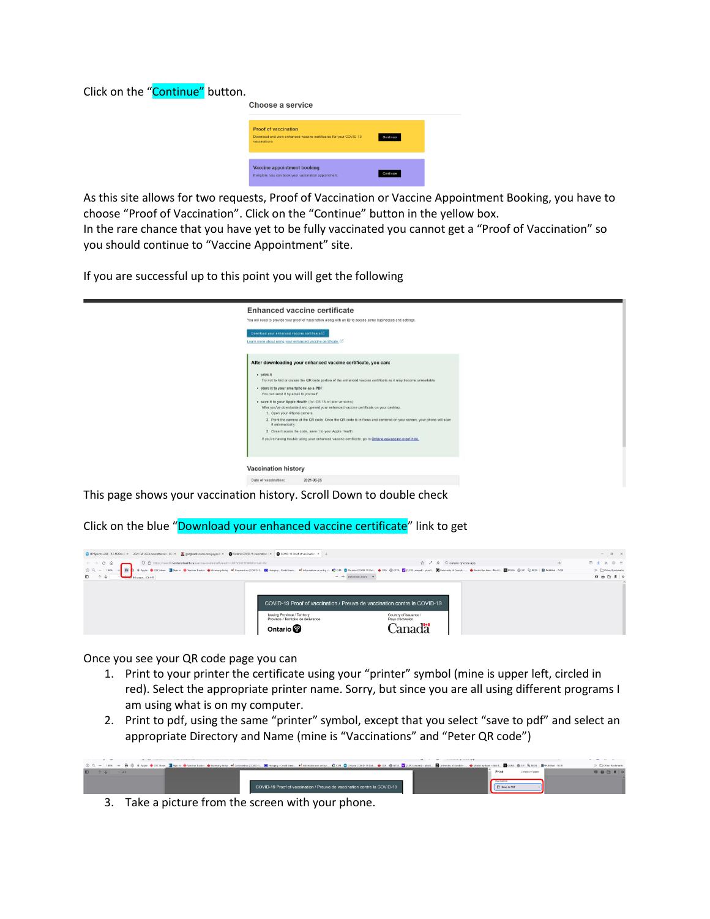Click on the "Continue" button.

As this site allows for two requests, Proof of Vaccination or Vaccine Appointment Booking, you have to choose "Proof of Vaccination". Click on the "Continue" button in the yellow box.
In the rare chance that you have yet to be fully vaccinated you cannot get a "Proof of Vaccination" so you should continue to "Vaccine Appointment" site.

If you are successful up to this point you will get the following

This page shows your vaccination history. Scroll Down to double check

Click on the blue "Download your enhanced vaccine certificate" link to get

Once you see your QR code page you can

1. Print to your printer the certificate using your "printer" symbol (mine is upper left, circled in red). Select the appropriate printer name. Sorry, but since you are all using different programs I am using what is on my computer.
2. Print to pdf, using the same "printer" symbol, except that you select "save to pdf" and select an appropriate Directory and Name (mine is "Vaccinations" and "Peter QR code")
3. Take a picture from the screen with your phone.